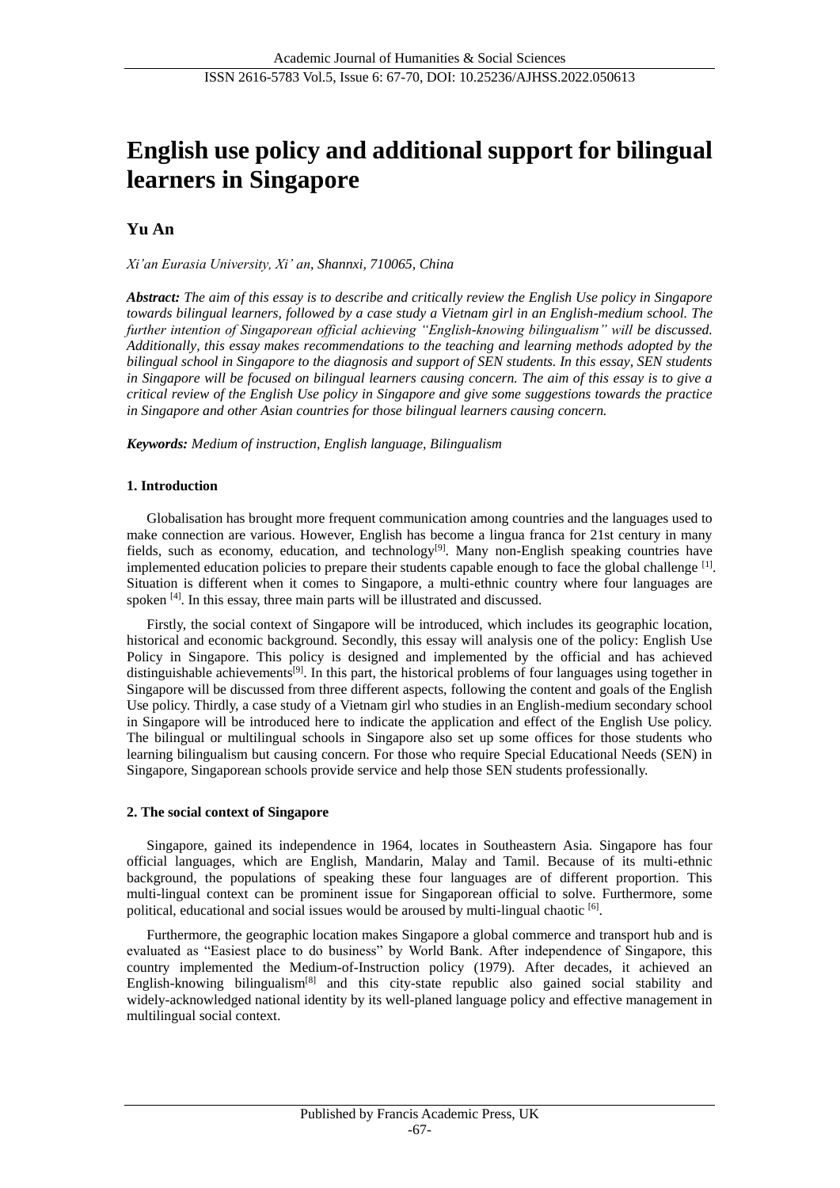# English use policy and additional support for bilingual learners in Singapore

**Yu An**

*Xi'an Eurasia University, Xi' an, Shannxi, 710065, China*

***Abstract:*** *The aim of this essay is to describe and critically review the English Use policy in Singapore towards bilingual learners, followed by a case study a Vietnam girl in an English-medium school. The further intention of Singaporean official achieving "English-knowing bilingualism" will be discussed. Additionally, this essay makes recommendations to the teaching and learning methods adopted by the bilingual school in Singapore to the diagnosis and support of SEN students. In this essay, SEN students in Singapore will be focused on bilingual learners causing concern. The aim of this essay is to give a critical review of the English Use policy in Singapore and give some suggestions towards the practice in Singapore and other Asian countries for those bilingual learners causing concern.*

***Keywords:*** *Medium of instruction, English language, Bilingualism*

## 1. Introduction

Globalisation has brought more frequent communication among countries and the languages used to make connection are various. However, English has become a lingua franca for 21st century in many fields, such as economy, education, and technology[9]. Many non-English speaking countries have implemented education policies to prepare their students capable enough to face the global challenge [1]. Situation is different when it comes to Singapore, a multi-ethnic country where four languages are spoken [4]. In this essay, three main parts will be illustrated and discussed.

Firstly, the social context of Singapore will be introduced, which includes its geographic location, historical and economic background. Secondly, this essay will analysis one of the policy: English Use Policy in Singapore. This policy is designed and implemented by the official and has achieved distinguishable achievements[9]. In this part, the historical problems of four languages using together in Singapore will be discussed from three different aspects, following the content and goals of the English Use policy. Thirdly, a case study of a Vietnam girl who studies in an English-medium secondary school in Singapore will be introduced here to indicate the application and effect of the English Use policy. The bilingual or multilingual schools in Singapore also set up some offices for those students who learning bilingualism but causing concern. For those who require Special Educational Needs (SEN) in Singapore, Singaporean schools provide service and help those SEN students professionally.

## 2. The social context of Singapore

Singapore, gained its independence in 1964, locates in Southeastern Asia. Singapore has four official languages, which are English, Mandarin, Malay and Tamil. Because of its multi-ethnic background, the populations of speaking these four languages are of different proportion. This multi-lingual context can be prominent issue for Singaporean official to solve. Furthermore, some political, educational and social issues would be aroused by multi-lingual chaotic [6].

Furthermore, the geographic location makes Singapore a global commerce and transport hub and is evaluated as "Easiest place to do business" by World Bank. After independence of Singapore, this country implemented the Medium-of-Instruction policy (1979). After decades, it achieved an English-knowing bilingualism[8] and this city-state republic also gained social stability and widely-acknowledged national identity by its well-planed language policy and effective management in multilingual social context.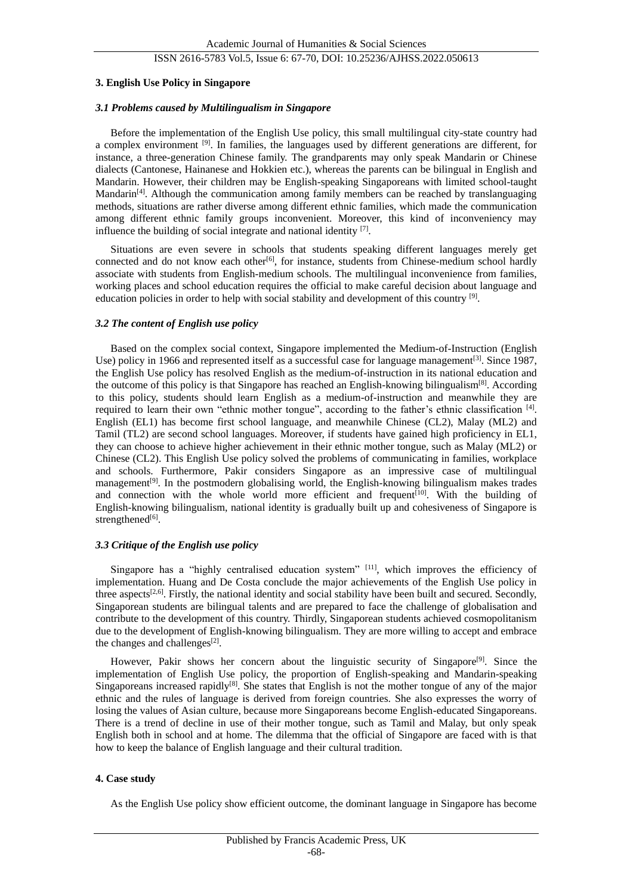## 3. English Use Policy in Singapore

### *3.1 Problems caused by Multilingualism in Singapore*

Before the implementation of the English Use policy, this small multilingual city-state country had a complex environment [9]. In families, the languages used by different generations are different, for instance, a three-generation Chinese family. The grandparents may only speak Mandarin or Chinese dialects (Cantonese, Hainanese and Hokkien etc.), whereas the parents can be bilingual in English and Mandarin. However, their children may be English-speaking Singaporeans with limited school-taught Mandarin[4]. Although the communication among family members can be reached by translanguaging methods, situations are rather diverse among different ethnic families, which made the communication among different ethnic family groups inconvenient. Moreover, this kind of inconveniency may influence the building of social integrate and national identity [7].

Situations are even severe in schools that students speaking different languages merely get connected and do not know each other[6], for instance, students from Chinese-medium school hardly associate with students from English-medium schools. The multilingual inconvenience from families, working places and school education requires the official to make careful decision about language and education policies in order to help with social stability and development of this country [9].

### *3.2 The content of English use policy*

Based on the complex social context, Singapore implemented the Medium-of-Instruction (English Use) policy in 1966 and represented itself as a successful case for language management[3]. Since 1987, the English Use policy has resolved English as the medium-of-instruction in its national education and the outcome of this policy is that Singapore has reached an English-knowing bilingualism[8]. According to this policy, students should learn English as a medium-of-instruction and meanwhile they are required to learn their own "ethnic mother tongue", according to the father's ethnic classification [4]. English (EL1) has become first school language, and meanwhile Chinese (CL2), Malay (ML2) and Tamil (TL2) are second school languages. Moreover, if students have gained high proficiency in EL1, they can choose to achieve higher achievement in their ethnic mother tongue, such as Malay (ML2) or Chinese (CL2). This English Use policy solved the problems of communicating in families, workplace and schools. Furthermore, Pakir considers Singapore as an impressive case of multilingual management[9]. In the postmodern globalising world, the English-knowing bilingualism makes trades and connection with the whole world more efficient and frequent[10]. With the building of English-knowing bilingualism, national identity is gradually built up and cohesiveness of Singapore is strengthened[6].

### *3.3 Critique of the English use policy*

Singapore has a "highly centralised education system" [11], which improves the efficiency of implementation. Huang and De Costa conclude the major achievements of the English Use policy in three aspects[2,6]. Firstly, the national identity and social stability have been built and secured. Secondly, Singaporean students are bilingual talents and are prepared to face the challenge of globalisation and contribute to the development of this country. Thirdly, Singaporean students achieved cosmopolitanism due to the development of English-knowing bilingualism. They are more willing to accept and embrace the changes and challenges[2].

However, Pakir shows her concern about the linguistic security of Singapore[9]. Since the implementation of English Use policy, the proportion of English-speaking and Mandarin-speaking Singaporeans increased rapidly[8]. She states that English is not the mother tongue of any of the major ethnic and the rules of language is derived from foreign countries. She also expresses the worry of losing the values of Asian culture, because more Singaporeans become English-educated Singaporeans. There is a trend of decline in use of their mother tongue, such as Tamil and Malay, but only speak English both in school and at home. The dilemma that the official of Singapore are faced with is that how to keep the balance of English language and their cultural tradition.

## 4. Case study

As the English Use policy show efficient outcome, the dominant language in Singapore has become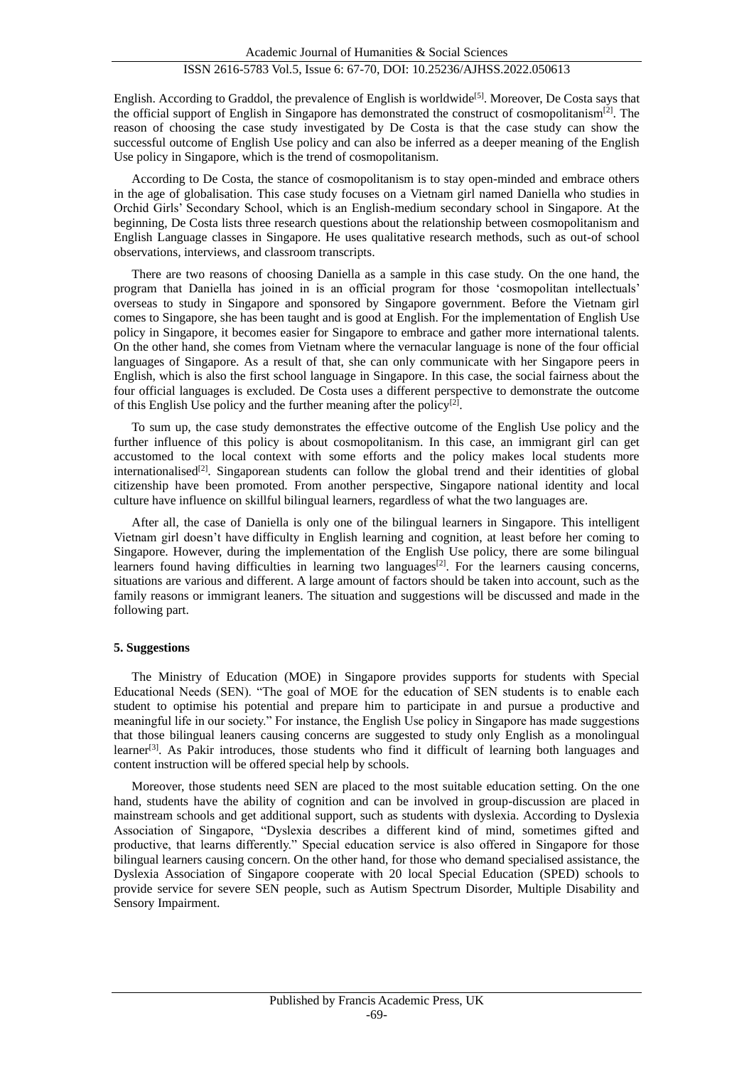English. According to Graddol, the prevalence of English is worldwide[5]. Moreover, De Costa says that the official support of English in Singapore has demonstrated the construct of cosmopolitanism[2]. The reason of choosing the case study investigated by De Costa is that the case study can show the successful outcome of English Use policy and can also be inferred as a deeper meaning of the English Use policy in Singapore, which is the trend of cosmopolitanism.

According to De Costa, the stance of cosmopolitanism is to stay open-minded and embrace others in the age of globalisation. This case study focuses on a Vietnam girl named Daniella who studies in Orchid Girls' Secondary School, which is an English-medium secondary school in Singapore. At the beginning, De Costa lists three research questions about the relationship between cosmopolitanism and English Language classes in Singapore. He uses qualitative research methods, such as out-of school observations, interviews, and classroom transcripts.

There are two reasons of choosing Daniella as a sample in this case study. On the one hand, the program that Daniella has joined in is an official program for those 'cosmopolitan intellectuals' overseas to study in Singapore and sponsored by Singapore government. Before the Vietnam girl comes to Singapore, she has been taught and is good at English. For the implementation of English Use policy in Singapore, it becomes easier for Singapore to embrace and gather more international talents. On the other hand, she comes from Vietnam where the vernacular language is none of the four official languages of Singapore. As a result of that, she can only communicate with her Singapore peers in English, which is also the first school language in Singapore. In this case, the social fairness about the four official languages is excluded. De Costa uses a different perspective to demonstrate the outcome of this English Use policy and the further meaning after the policy[2].

To sum up, the case study demonstrates the effective outcome of the English Use policy and the further influence of this policy is about cosmopolitanism. In this case, an immigrant girl can get accustomed to the local context with some efforts and the policy makes local students more internationalised[2]. Singaporean students can follow the global trend and their identities of global citizenship have been promoted. From another perspective, Singapore national identity and local culture have influence on skillful bilingual learners, regardless of what the two languages are.

After all, the case of Daniella is only one of the bilingual learners in Singapore. This intelligent Vietnam girl doesn't have difficulty in English learning and cognition, at least before her coming to Singapore. However, during the implementation of the English Use policy, there are some bilingual learners found having difficulties in learning two languages[2]. For the learners causing concerns, situations are various and different. A large amount of factors should be taken into account, such as the family reasons or immigrant leaners. The situation and suggestions will be discussed and made in the following part.

## 5. Suggestions

The Ministry of Education (MOE) in Singapore provides supports for students with Special Educational Needs (SEN). "The goal of MOE for the education of SEN students is to enable each student to optimise his potential and prepare him to participate in and pursue a productive and meaningful life in our society." For instance, the English Use policy in Singapore has made suggestions that those bilingual leaners causing concerns are suggested to study only English as a monolingual learner[3]. As Pakir introduces, those students who find it difficult of learning both languages and content instruction will be offered special help by schools.

Moreover, those students need SEN are placed to the most suitable education setting. On the one hand, students have the ability of cognition and can be involved in group-discussion are placed in mainstream schools and get additional support, such as students with dyslexia. According to Dyslexia Association of Singapore, "Dyslexia describes a different kind of mind, sometimes gifted and productive, that learns differently." Special education service is also offered in Singapore for those bilingual learners causing concern. On the other hand, for those who demand specialised assistance, the Dyslexia Association of Singapore cooperate with 20 local Special Education (SPED) schools to provide service for severe SEN people, such as Autism Spectrum Disorder, Multiple Disability and Sensory Impairment.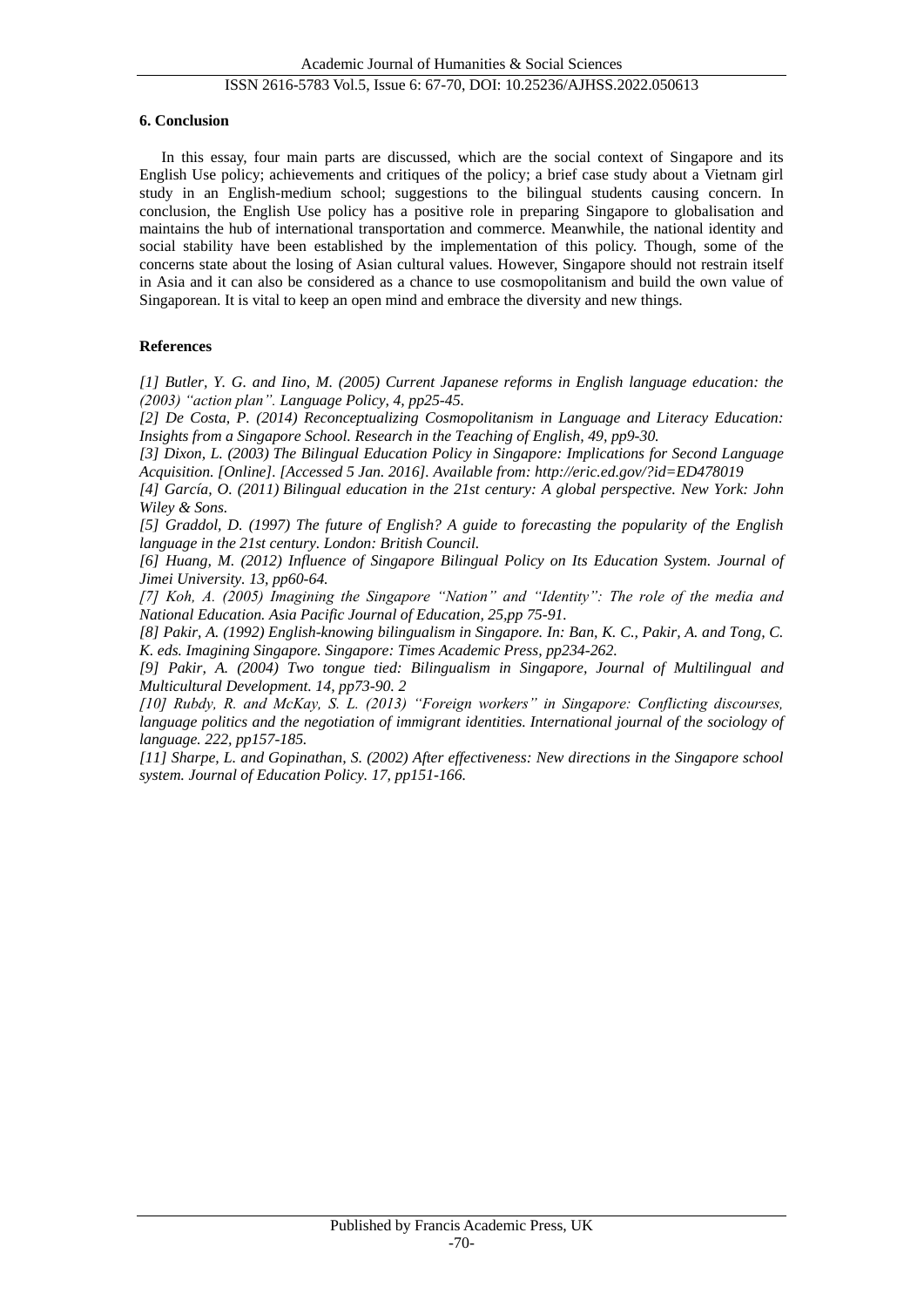## 6. Conclusion

In this essay, four main parts are discussed, which are the social context of Singapore and its English Use policy; achievements and critiques of the policy; a brief case study about a Vietnam girl study in an English-medium school; suggestions to the bilingual students causing concern. In conclusion, the English Use policy has a positive role in preparing Singapore to globalisation and maintains the hub of international transportation and commerce. Meanwhile, the national identity and social stability have been established by the implementation of this policy. Though, some of the concerns state about the losing of Asian cultural values. However, Singapore should not restrain itself in Asia and it can also be considered as a chance to use cosmopolitanism and build the own value of Singaporean. It is vital to keep an open mind and embrace the diversity and new things.

## References

*[1] Butler, Y. G. and Iino, M. (2005) Current Japanese reforms in English language education: the (2003) "action plan". Language Policy, 4, pp25-45.*

*[2] De Costa, P. (2014) Reconceptualizing Cosmopolitanism in Language and Literacy Education: Insights from a Singapore School. Research in the Teaching of English, 49, pp9-30.*

*[3] Dixon, L. (2003) The Bilingual Education Policy in Singapore: Implications for Second Language Acquisition. [Online]. [Accessed 5 Jan. 2016]. Available from: http://eric.ed.gov/?id=ED478019*

*[4] García, O. (2011) Bilingual education in the 21st century: A global perspective. New York: John Wiley & Sons.*

*[5] Graddol, D. (1997) The future of English? A guide to forecasting the popularity of the English language in the 21st century. London: British Council.*

*[6] Huang, M. (2012) Influence of Singapore Bilingual Policy on Its Education System. Journal of Jimei University. 13, pp60-64.*

*[7] Koh, A. (2005) Imagining the Singapore "Nation" and "Identity": The role of the media and National Education. Asia Pacific Journal of Education, 25,pp 75-91.*

*[8] Pakir, A. (1992) English-knowing bilingualism in Singapore. In: Ban, K. C., Pakir, A. and Tong, C. K. eds. Imagining Singapore. Singapore: Times Academic Press, pp234-262.*

*[9] Pakir, A. (2004) Two tongue tied: Bilingualism in Singapore, Journal of Multilingual and Multicultural Development. 14, pp73-90. 2*

*[10] Rubdy, R. and McKay, S. L. (2013) "Foreign workers" in Singapore: Conflicting discourses, language politics and the negotiation of immigrant identities. International journal of the sociology of language. 222, pp157-185.*

*[11] Sharpe, L. and Gopinathan, S. (2002) After effectiveness: New directions in the Singapore school system. Journal of Education Policy. 17, pp151-166.*